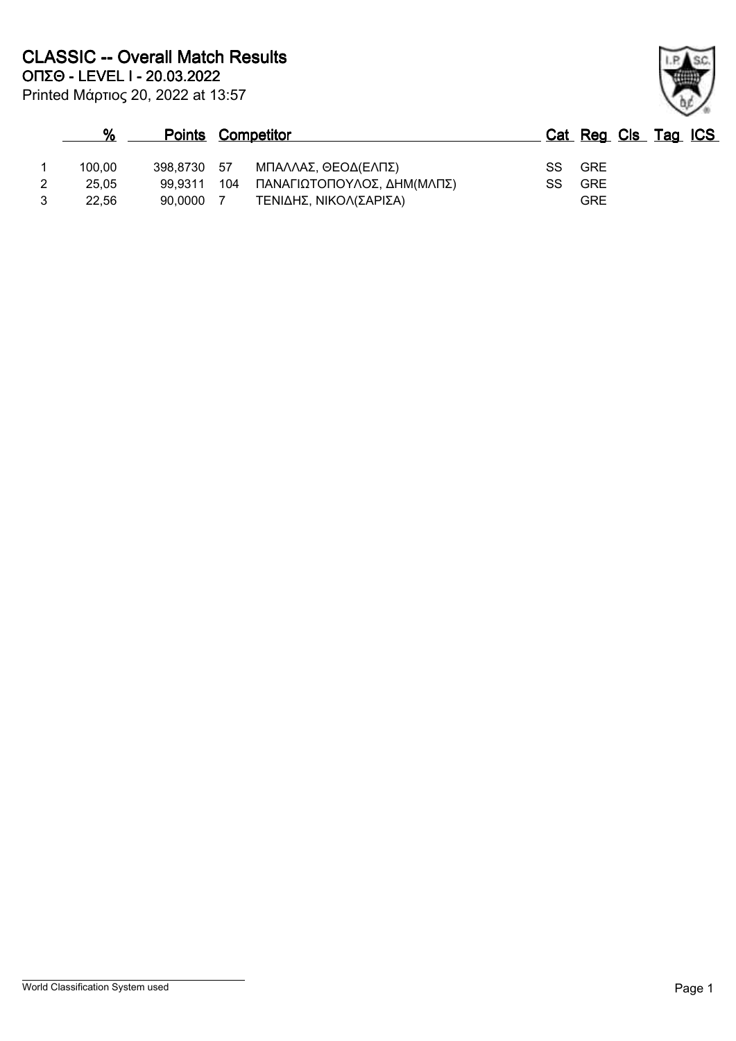# CLASSIC -- Overall Match Results

**ΟΠΣΘ - LEVEL I - 20.03.2022**

Printed Μάρτιος 20, 2022 at 13:57

| | % | Points | | Competitor | Cat | Reg | Cls | Tag | ICS |
|---|---|---|---|---|---|---|---|---|---|
| 1 | 100,00 | 398,8730 | 57 | ΜΠΑΛΛΑΣ, ΘΕΟΔ(ΕΛΠΣ) | SS | GRE | | | |
| 2 | 25,05 | 99,9311 | 104 | ΠΑΝΑΓΙΩΤΟΠΟΥΛΟΣ, ΔΗΜ(ΜΛΠΣ) | SS | GRE | | | |
| 3 | 22,56 | 90,0000 | 7 | ΤΕΝΙΔΗΣ, ΝΙΚΟΛ(ΣΑΡΙΣΑ) | | GRE | | | |

World Classification System used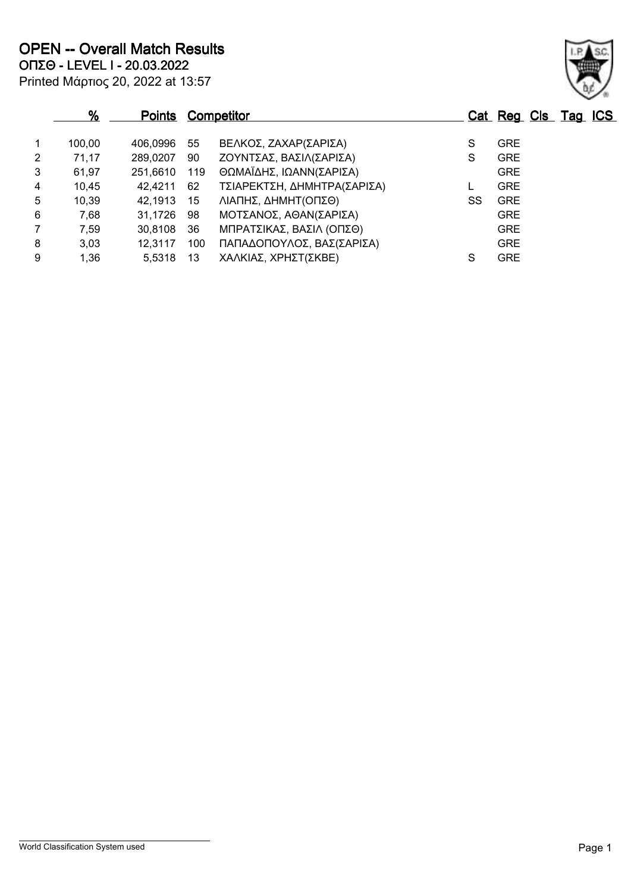# OPEN -- Overall Match Results

**ΟΠΣΘ - LEVEL I - 20.03.2022**

Printed Μάρτιος 20, 2022 at 13:57

| | % | Points | | Competitor | Cat | Reg | Cls | Tag | ICS |
|---|---|---|---|---|---|---|---|---|---|
| 1 | 100,00 | 406,0996 | 55 | ΒΕΛΚΟΣ, ΖΑΧΑΡ(ΣΑΡΙΣΑ) | S | GRE | | | |
| 2 | 71,17 | 289,0207 | 90 | ΖΟΥΝΤΣΑΣ, ΒΑΣΙΛ(ΣΑΡΙΣΑ) | S | GRE | | | |
| 3 | 61,97 | 251,6610 | 119 | ΘΩΜΑΪΔΗΣ, ΙΩΑΝΝ(ΣΑΡΙΣΑ) | | GRE | | | |
| 4 | 10,45 | 42,4211 | 62 | ΤΣΙΑΡΕΚΤΣΗ, ΔΗΜΗΤΡΑ(ΣΑΡΙΣΑ) | L | GRE | | | |
| 5 | 10,39 | 42,1913 | 15 | ΛΙΑΠΗΣ, ΔΗΜΗΤ(ΟΠΣΘ) | SS | GRE | | | |
| 6 | 7,68 | 31,1726 | 98 | ΜΟΤΣΑΝΟΣ, ΑΘΑΝ(ΣΑΡΙΣΑ) | | GRE | | | |
| 7 | 7,59 | 30,8108 | 36 | ΜΠΡΑΤΣΙΚΑΣ, ΒΑΣΙΛ (ΟΠΣΘ) | | GRE | | | |
| 8 | 3,03 | 12,3117 | 100 | ΠΑΠΑΔΟΠΟΥΛΟΣ, ΒΑΣ(ΣΑΡΙΣΑ) | | GRE | | | |
| 9 | 1,36 | 5,5318 | 13 | ΧΑΛΚΙΑΣ, ΧΡΗΣΤ(ΣΚΒΕ) | S | GRE | | | |

World Classification System used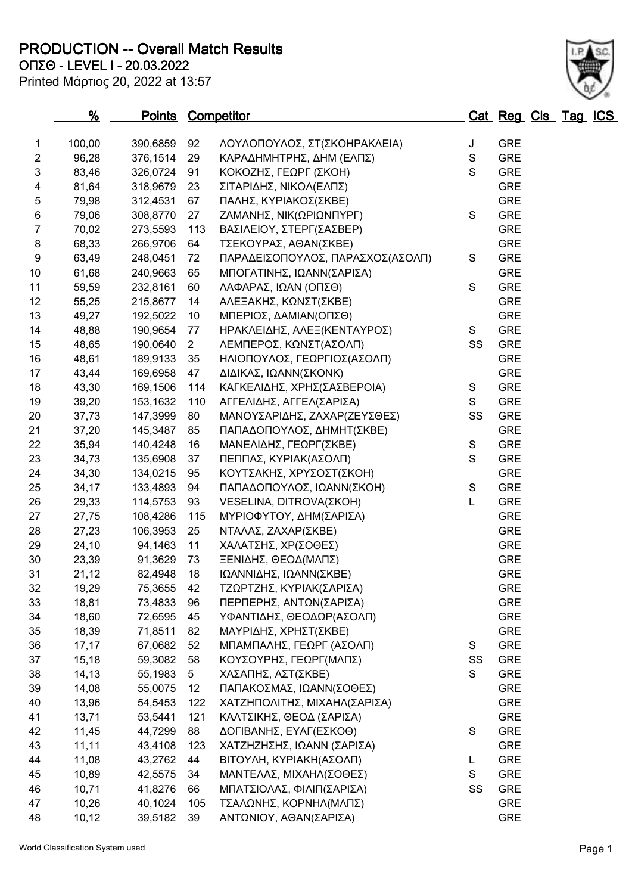# PRODUCTION -- Overall Match Results

**ΟΠΣΘ - LEVEL I - 20.03.2022**

Printed Μάρτιος 20, 2022 at 13:57

| | % | Points | | Competitor | Cat | Reg | Cls | Tag | ICS |
|---|---|---|---|---|---|---|---|---|---|
| 1 | 100,00 | 390,6859 | 92 | ΛΟΥΛΟΠΟΥΛΟΣ, ΣΤ(ΣΚΟΗΡΑΚΛΕΙΑ) | J | GRE | | | |
| 2 | 96,28 | 376,1514 | 29 | ΚΑΡΑΔΗΜΗΤΡΗΣ, ΔΗΜ (ΕΛΠΣ) | S | GRE | | | |
| 3 | 83,46 | 326,0724 | 91 | ΚΟΚΟΖΗΣ, ΓΕΩΡΓ (ΣΚΟΗ) | S | GRE | | | |
| 4 | 81,64 | 318,9679 | 23 | ΣΙΤΑΡΙΔΗΣ, ΝΙΚΟΛ(ΕΛΠΣ) | | GRE | | | |
| 5 | 79,98 | 312,4531 | 67 | ΠΑΛΗΣ, ΚΥΡΙΑΚΟΣ(ΣΚΒΕ) | | GRE | | | |
| 6 | 79,06 | 308,8770 | 27 | ΖΑΜΑΝΗΣ, ΝΙΚ(ΩΡΙΩΝΠΥΡΓ) | S | GRE | | | |
| 7 | 70,02 | 273,5593 | 113 | ΒΑΣΙΛΕΙΟΥ, ΣΤΕΡΓ(ΣΑΣΒΕΡ) | | GRE | | | |
| 8 | 68,33 | 266,9706 | 64 | ΤΣΕΚΟΥΡΑΣ, ΑΘΑΝ(ΣΚΒΕ) | | GRE | | | |
| 9 | 63,49 | 248,0451 | 72 | ΠΑΡΑΔΕΙΣΟΠΟΥΛΟΣ, ΠΑΡΑΣΧΟΣ(ΑΣΟΛΠ) | S | GRE | | | |
| 10 | 61,68 | 240,9663 | 65 | ΜΠΟΓΑΤΙΝΗΣ, ΙΩΑΝΝ(ΣΑΡΙΣΑ) | | GRE | | | |
| 11 | 59,59 | 232,8161 | 60 | ΛΑΦΑΡΑΣ, ΙΩΑΝ (ΟΠΣΘ) | S | GRE | | | |
| 12 | 55,25 | 215,8677 | 14 | ΑΛΕΞΑΚΗΣ, ΚΩΝΣΤ(ΣΚΒΕ) | | GRE | | | |
| 13 | 49,27 | 192,5022 | 10 | ΜΠΕΡΙΟΣ, ΔΑΜΙΑΝ(ΟΠΣΘ) | | GRE | | | |
| 14 | 48,88 | 190,9654 | 77 | ΗΡΑΚΛΕΙΔΗΣ, ΑΛΕΞ(ΚΕΝΤΑΥΡΟΣ) | S | GRE | | | |
| 15 | 48,65 | 190,0640 | 2 | ΛΕΜΠΕΡΟΣ, ΚΩΝΣΤ(ΑΣΟΛΠ) | SS | GRE | | | |
| 16 | 48,61 | 189,9133 | 35 | ΗΛΙΟΠΟΥΛΟΣ, ΓΕΩΡΓΙΟΣ(ΑΣΟΛΠ) | | GRE | | | |
| 17 | 43,44 | 169,6958 | 47 | ΔΙΔΙΚΑΣ, ΙΩΑΝΝ(ΣΚΟΝΚ) | | GRE | | | |
| 18 | 43,30 | 169,1506 | 114 | ΚΑΓΚΕΛΙΔΗΣ, ΧΡΗΣ(ΣΑΣΒΕΡΟΙΑ) | S | GRE | | | |
| 19 | 39,20 | 153,1632 | 110 | ΑΓΓΕΛΙΔΗΣ, ΑΓΓΕΛ(ΣΑΡΙΣΑ) | S | GRE | | | |
| 20 | 37,73 | 147,3999 | 80 | ΜΑΝΟΥΣΑΡΙΔΗΣ, ΖΑΧΑΡ(ΖΕΥΣΘΕΣ) | SS | GRE | | | |
| 21 | 37,20 | 145,3487 | 85 | ΠΑΠΑΔΟΠΟΥΛΟΣ, ΔΗΜΗΤ(ΣΚΒΕ) | | GRE | | | |
| 22 | 35,94 | 140,4248 | 16 | ΜΑΝΕΛΙΔΗΣ, ΓΕΩΡΓ(ΣΚΒΕ) | S | GRE | | | |
| 23 | 34,73 | 135,6908 | 37 | ΠΕΠΠΑΣ, ΚΥΡΙΑΚ(ΑΣΟΛΠ) | S | GRE | | | |
| 24 | 34,30 | 134,0215 | 95 | ΚΟΥΤΣΑΚΗΣ, ΧΡΥΣΟΣΤ(ΣΚΟΗ) | | GRE | | | |
| 25 | 34,17 | 133,4893 | 94 | ΠΑΠΑΔΟΠΟΥΛΟΣ, ΙΩΑΝΝ(ΣΚΟΗ) | S | GRE | | | |
| 26 | 29,33 | 114,5753 | 93 | VESELINA, DITROVA(ΣΚΟΗ) | L | GRE | | | |
| 27 | 27,75 | 108,4286 | 115 | ΜΥΡΙΟΦΥΤΟΥ, ΔΗΜ(ΣΑΡΙΣΑ) | | GRE | | | |
| 28 | 27,23 | 106,3953 | 25 | ΝΤΑΛΑΣ, ΖΑΧΑΡ(ΣΚΒΕ) | | GRE | | | |
| 29 | 24,10 | 94,1463 | 11 | ΧΑΛΑΤΣΗΣ, ΧΡ(ΣΟΘΕΣ) | | GRE | | | |
| 30 | 23,39 | 91,3629 | 73 | ΞΕΝΙΔΗΣ, ΘΕΟΔ(ΜΛΠΣ) | | GRE | | | |
| 31 | 21,12 | 82,4948 | 18 | ΙΩΑΝΝΙΔΗΣ, ΙΩΑΝΝ(ΣΚΒΕ) | | GRE | | | |
| 32 | 19,29 | 75,3655 | 42 | ΤΖΩΡΤΖΗΣ, ΚΥΡΙΑΚ(ΣΑΡΙΣΑ) | | GRE | | | |
| 33 | 18,81 | 73,4833 | 96 | ΠΕΡΠΕΡΗΣ, ΑΝΤΩΝ(ΣΑΡΙΣΑ) | | GRE | | | |
| 34 | 18,60 | 72,6595 | 45 | ΥΦΑΝΤΙΔΗΣ, ΘΕΟΔΩΡ(ΑΣΟΛΠ) | | GRE | | | |
| 35 | 18,39 | 71,8511 | 82 | ΜΑΥΡΙΔΗΣ, ΧΡΗΣΤ(ΣΚΒΕ) | | GRE | | | |
| 36 | 17,17 | 67,0682 | 52 | ΜΠΑΜΠΑΛΗΣ, ΓΕΩΡΓ (ΑΣΟΛΠ) | S | GRE | | | |
| 37 | 15,18 | 59,3082 | 58 | ΚΟΥΣΟΥΡΗΣ, ΓΕΩΡΓ(ΜΛΠΣ) | SS | GRE | | | |
| 38 | 14,13 | 55,1983 | 5 | ΧΑΣΑΠΗΣ, ΑΣΤ(ΣΚΒΕ) | S | GRE | | | |
| 39 | 14,08 | 55,0075 | 12 | ΠΑΠΑΚΟΣΜΑΣ, ΙΩΑΝΝ(ΣΟΘΕΣ) | | GRE | | | |
| 40 | 13,96 | 54,5453 | 122 | ΧΑΤΖΗΠΟΛΙΤΗΣ, ΜΙΧΑΗΛ(ΣΑΡΙΣΑ) | | GRE | | | |
| 41 | 13,71 | 53,5441 | 121 | ΚΑΛΤΣΙΚΗΣ, ΘΕΟΔ (ΣΑΡΙΣΑ) | | GRE | | | |
| 42 | 11,45 | 44,7299 | 88 | ΔΟΓΙΒΑΝΗΣ, ΕΥΑΓ(ΕΣΚΟΘ) | S | GRE | | | |
| 43 | 11,11 | 43,4108 | 123 | ΧΑΤΖΗΖΗΣΗΣ, ΙΩΑΝΝ (ΣΑΡΙΣΑ) | | GRE | | | |
| 44 | 11,08 | 43,2762 | 44 | ΒΙΤΟΥΛΗ, ΚΥΡΙΑΚΗ(ΑΣΟΛΠ) | L | GRE | | | |
| 45 | 10,89 | 42,5575 | 34 | ΜΑΝΤΕΛΑΣ, ΜΙΧΑΗΛ(ΣΟΘΕΣ) | S | GRE | | | |
| 46 | 10,71 | 41,8276 | 66 | ΜΠΑΤΣΙΟΛΑΣ, ΦΙΛΙΠ(ΣΑΡΙΣΑ) | SS | GRE | | | |
| 47 | 10,26 | 40,1024 | 105 | ΤΣΑΛΩΝΗΣ, ΚΟΡΝΗΛ(ΜΛΠΣ) | | GRE | | | |
| 48 | 10,12 | 39,5182 | 39 | ΑΝΤΩΝΙΟΥ, ΑΘΑΝ(ΣΑΡΙΣΑ) | | GRE | | | |

World Classification System used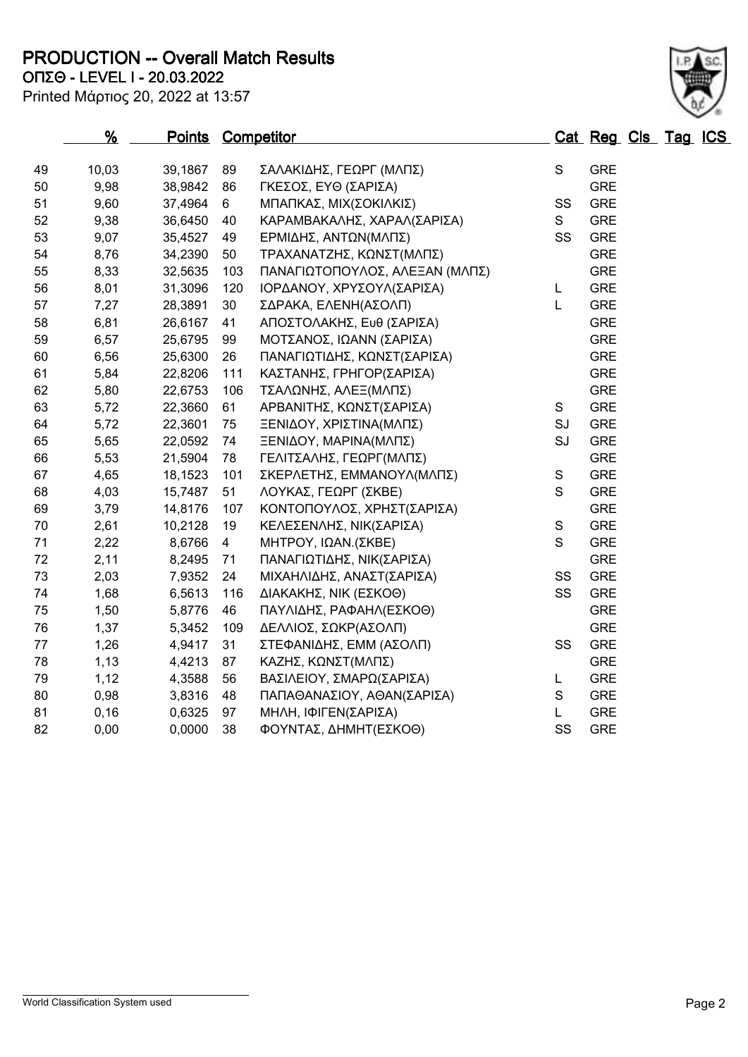# PRODUCTION -- Overall Match Results

**ΟΠΣΘ - LEVEL I - 20.03.2022**

Printed Μάρτιος 20, 2022 at 13:57

| | % | Points | Competitor | | Cat | Reg | Cls | Tag | ICS |
|---|---|---|---|---|---|---|---|---|---|
| 49 | 10,03 | 39,1867 | 89 | ΣΑΛΑΚΙΔΗΣ, ΓΕΩΡΓ (ΜΛΠΣ) | S | GRE | | | |
| 50 | 9,98 | 38,9842 | 86 | ΓΚΕΣΟΣ, ΕΥΘ (ΣΑΡΙΣΑ) | | GRE | | | |
| 51 | 9,60 | 37,4964 | 6 | ΜΠΑΠΚΑΣ, ΜΙΧ(ΣΟΚΙΛΚΙΣ) | SS | GRE | | | |
| 52 | 9,38 | 36,6450 | 40 | ΚΑΡΑΜΒΑΚΑΛΗΣ, ΧΑΡΑΛ(ΣΑΡΙΣΑ) | S | GRE | | | |
| 53 | 9,07 | 35,4527 | 49 | ΕΡΜΙΔΗΣ, ΑΝΤΩΝ(ΜΛΠΣ) | SS | GRE | | | |
| 54 | 8,76 | 34,2390 | 50 | ΤΡΑΧΑΝΑΤΖΗΣ, ΚΩΝΣΤ(ΜΛΠΣ) | | GRE | | | |
| 55 | 8,33 | 32,5635 | 103 | ΠΑΝΑΓΙΩΤΟΠΟΥΛΟΣ, ΑΛΕΞΑΝ (ΜΛΠΣ) | | GRE | | | |
| 56 | 8,01 | 31,3096 | 120 | ΙΟΡΔΑΝΟΥ, ΧΡΥΣΟΥΛ(ΣΑΡΙΣΑ) | L | GRE | | | |
| 57 | 7,27 | 28,3891 | 30 | ΣΔΡΑΚΑ, ΕΛΕΝΗ(ΑΣΟΛΠ) | L | GRE | | | |
| 58 | 6,81 | 26,6167 | 41 | ΑΠΟΣΤΟΛΑΚΗΣ, Ευθ (ΣΑΡΙΣΑ) | | GRE | | | |
| 59 | 6,57 | 25,6795 | 99 | ΜΟΤΣΑΝΟΣ, ΙΩΑΝΝ (ΣΑΡΙΣΑ) | | GRE | | | |
| 60 | 6,56 | 25,6300 | 26 | ΠΑΝΑΓΙΩΤΙΔΗΣ, ΚΩΝΣΤ(ΣΑΡΙΣΑ) | | GRE | | | |
| 61 | 5,84 | 22,8206 | 111 | ΚΑΣΤΑΝΗΣ, ΓΡΗΓΟΡ(ΣΑΡΙΣΑ) | | GRE | | | |
| 62 | 5,80 | 22,6753 | 106 | ΤΣΑΛΩΝΗΣ, ΑΛΕΞ(ΜΛΠΣ) | | GRE | | | |
| 63 | 5,72 | 22,3660 | 61 | ΑΡΒΑΝΙΤΗΣ, ΚΩΝΣΤ(ΣΑΡΙΣΑ) | S | GRE | | | |
| 64 | 5,72 | 22,3601 | 75 | ΞΕΝΙΔΟΥ, ΧΡΙΣΤΙΝΑ(ΜΛΠΣ) | SJ | GRE | | | |
| 65 | 5,65 | 22,0592 | 74 | ΞΕΝΙΔΟΥ, ΜΑΡΙΝΑ(ΜΛΠΣ) | SJ | GRE | | | |
| 66 | 5,53 | 21,5904 | 78 | ΓΕΛΙΤΣΑΛΗΣ, ΓΕΩΡΓ(ΜΛΠΣ) | | GRE | | | |
| 67 | 4,65 | 18,1523 | 101 | ΣΚΕΡΛΕΤΗΣ, ΕΜΜΑΝΟΥΛ(ΜΛΠΣ) | S | GRE | | | |
| 68 | 4,03 | 15,7487 | 51 | ΛΟΥΚΑΣ, ΓΕΩΡΓ (ΣΚΒΕ) | S | GRE | | | |
| 69 | 3,79 | 14,8176 | 107 | ΚΟΝΤΟΠΟΥΛΟΣ, ΧΡΗΣΤ(ΣΑΡΙΣΑ) | | GRE | | | |
| 70 | 2,61 | 10,2128 | 19 | ΚΕΛΕΣΕΝΛΗΣ, ΝΙΚ(ΣΑΡΙΣΑ) | S | GRE | | | |
| 71 | 2,22 | 8,6766 | 4 | ΜΗΤΡΟΥ, ΙΩΑΝ.(ΣΚΒΕ) | S | GRE | | | |
| 72 | 2,11 | 8,2495 | 71 | ΠΑΝΑΓΙΩΤΙΔΗΣ, ΝΙΚ(ΣΑΡΙΣΑ) | | GRE | | | |
| 73 | 2,03 | 7,9352 | 24 | ΜΙΧΑΗΛΙΔΗΣ, ΑΝΑΣΤ(ΣΑΡΙΣΑ) | SS | GRE | | | |
| 74 | 1,68 | 6,5613 | 116 | ΔΙΑΚΑΚΗΣ, ΝΙΚ (ΕΣΚΟΘ) | SS | GRE | | | |
| 75 | 1,50 | 5,8776 | 46 | ΠΑΥΛΙΔΗΣ, ΡΑΦΑΗΛ(ΕΣΚΟΘ) | | GRE | | | |
| 76 | 1,37 | 5,3452 | 109 | ΔΕΛΛΙΟΣ, ΣΩΚΡ(ΑΣΟΛΠ) | | GRE | | | |
| 77 | 1,26 | 4,9417 | 31 | ΣΤΕΦΑΝΙΔΗΣ, ΕΜΜ (ΑΣΟΛΠ) | SS | GRE | | | |
| 78 | 1,13 | 4,4213 | 87 | ΚΑΖΗΣ, ΚΩΝΣΤ(ΜΛΠΣ) | | GRE | | | |
| 79 | 1,12 | 4,3588 | 56 | ΒΑΣΙΛΕΙΟΥ, ΣΜΑΡΩ(ΣΑΡΙΣΑ) | L | GRE | | | |
| 80 | 0,98 | 3,8316 | 48 | ΠΑΠΑΘΑΝΑΣΙΟΥ, ΑΘΑΝ(ΣΑΡΙΣΑ) | S | GRE | | | |
| 81 | 0,16 | 0,6325 | 97 | ΜΗΛΗ, ΙΦΙΓΕΝ(ΣΑΡΙΣΑ) | L | GRE | | | |
| 82 | 0,00 | 0,0000 | 38 | ΦΟΥΝΤΑΣ, ΔΗΜΗΤ(ΕΣΚΟΘ) | SS | GRE | | | |

World Classification System used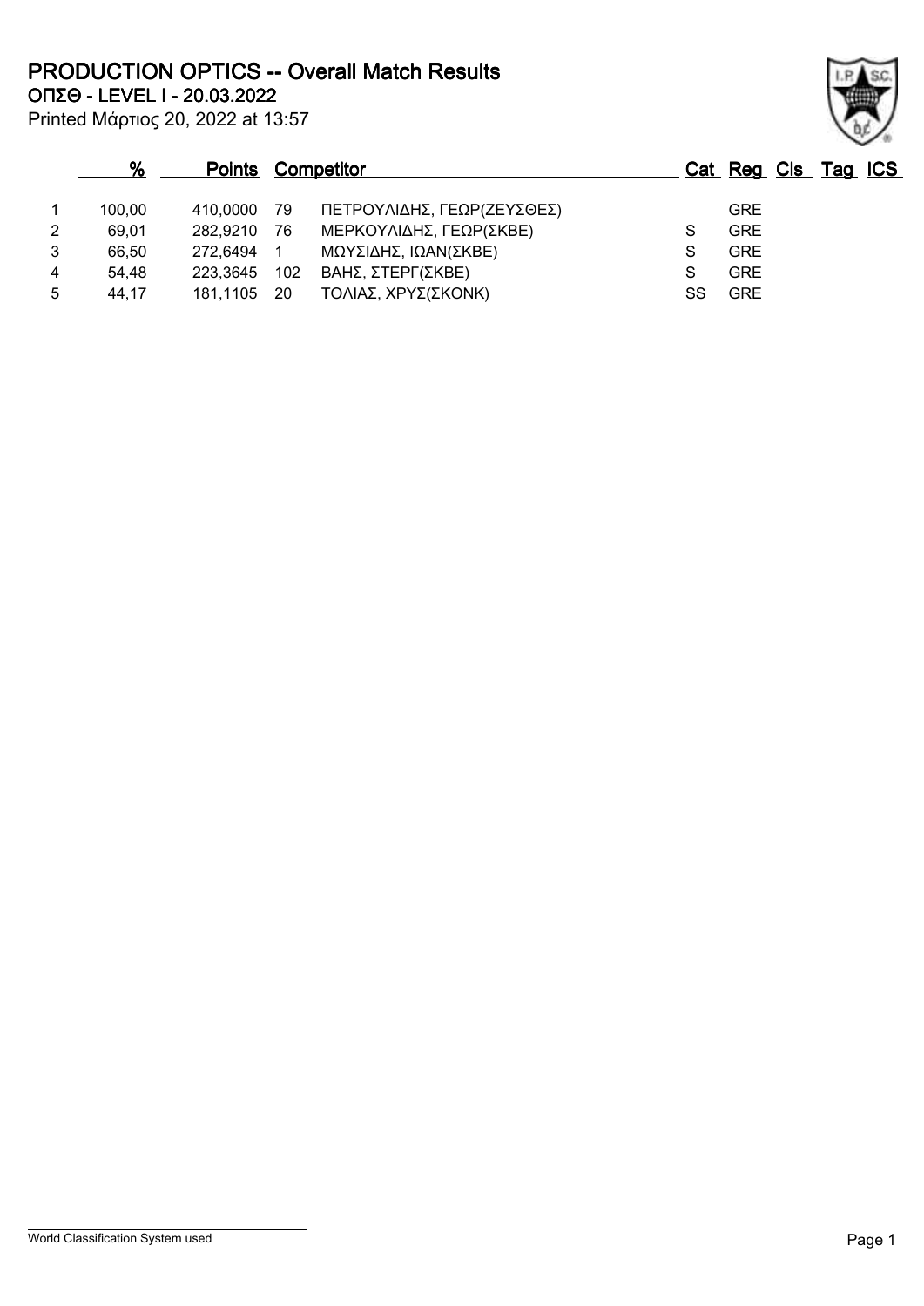# PRODUCTION OPTICS -- Overall Match Results

**ΟΠΣΘ - LEVEL I - 20.03.2022**

Printed Μάρτιος 20, 2022 at 13:57

| | % | Points | Competitor | | Cat | Reg | Cls | Tag | ICS |
|---|---|---|---|---|---|---|---|---|---|
| 1 | 100,00 | 410,0000 | 79 | ΠΕΤΡΟΥΛΙΔΗΣ, ΓΕΩΡ(ΖΕΥΣΘΕΣ) | | GRE | | | |
| 2 | 69,01 | 282,9210 | 76 | ΜΕΡΚΟΥΛΙΔΗΣ, ΓΕΩΡ(ΣΚΒΕ) | S | GRE | | | |
| 3 | 66,50 | 272,6494 | 1 | ΜΩΥΣΙΔΗΣ, ΙΩΑΝ(ΣΚΒΕ) | S | GRE | | | |
| 4 | 54,48 | 223,3645 | 102 | ΒΑΗΣ, ΣΤΕΡΓ(ΣΚΒΕ) | S | GRE | | | |
| 5 | 44,17 | 181,1105 | 20 | ΤΟΛΙΑΣ, ΧΡΥΣ(ΣΚΟΝΚ) | SS | GRE | | | |

World Classification System used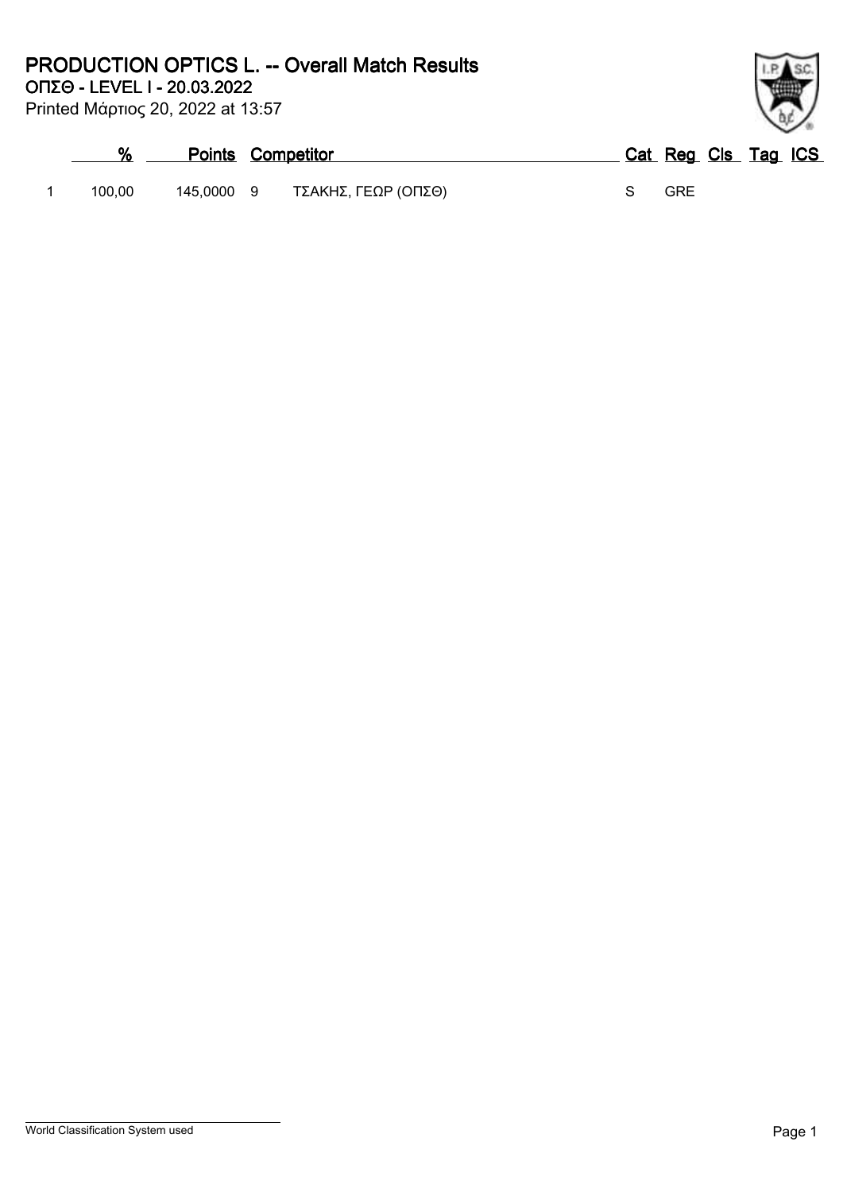# PRODUCTION OPTICS L. -- Overall Match Results

**ΟΠΣΘ - LEVEL I - 20.03.2022**

Printed Μάρτιος 20, 2022 at 13:57

| | % | Points | | Competitor | Cat | Reg | Cls | Tag | ICS |
|---|---|---|---|---|---|---|---|---|---|
| 1 | 100,00 | 145,0000 | 9 | ΤΣΑΚΗΣ, ΓΕΩΡ (ΟΠΣΘ) | S | GRE | | | |

World Classification System used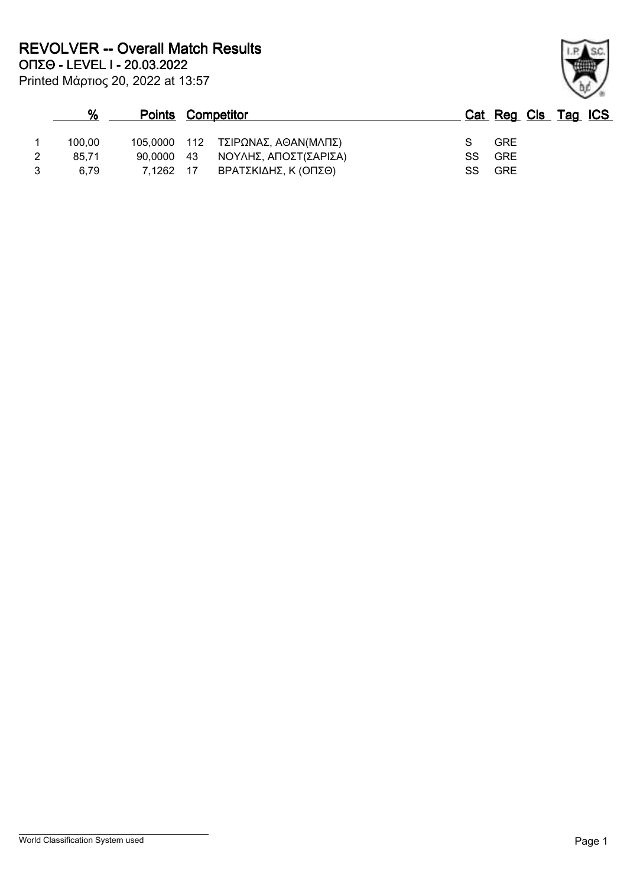# REVOLVER -- Overall Match Results

**ΟΠΣΘ - LEVEL I - 20.03.2022**

Printed Μάρτιος 20, 2022 at 13:57

| | % | Points | Competitor | | Cat | Reg | Cls | Tag | ICS |
|---|---|---|---|---|---|---|---|---|---|
| 1 | 100,00 | 105,0000 | 112 | ΤΣΙΡΩΝΑΣ, ΑΘΑΝ(ΜΛΠΣ) | S | GRE | | | |
| 2 | 85,71 | 90,0000 | 43 | ΝΟΥΛΗΣ, ΑΠΟΣΤ(ΣΑΡΙΣΑ) | SS | GRE | | | |
| 3 | 6,79 | 7,1262 | 17 | ΒΡΑΤΣΚΙΔΗΣ, Κ (ΟΠΣΘ) | SS | GRE | | | |

World Classification System used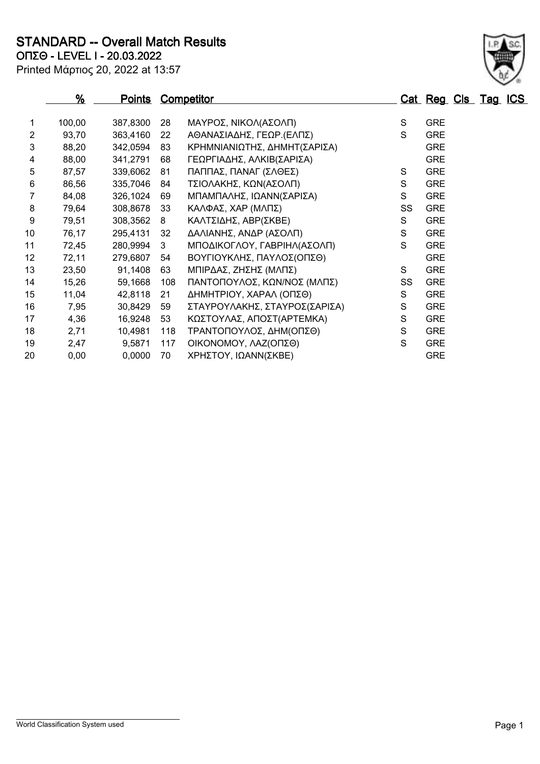# STANDARD -- Overall Match Results

**ΟΠΣΘ - LEVEL I - 20.03.2022**

Printed Μάρτιος 20, 2022 at 13:57

| | % | Points | Competitor | | Cat | Reg | Cls | Tag | ICS |
|---|---|---|---|---|---|---|---|---|---|
| 1 | 100,00 | 387,8300 | 28 | ΜΑΥΡΟΣ, ΝΙΚΟΛ(ΑΣΟΛΠ) | S | GRE | | | |
| 2 | 93,70 | 363,4160 | 22 | ΑΘΑΝΑΣΙΑΔΗΣ, ΓΕΩΡ.(ΕΛΠΣ) | S | GRE | | | |
| 3 | 88,20 | 342,0594 | 83 | ΚΡΗΜΝΙΑΝΙΩΤΗΣ, ΔΗΜΗΤ(ΣΑΡΙΣΑ) | | GRE | | | |
| 4 | 88,00 | 341,2791 | 68 | ΓΕΩΡΓΙΑΔΗΣ, ΑΛΚΙΒ(ΣΑΡΙΣΑ) | | GRE | | | |
| 5 | 87,57 | 339,6062 | 81 | ΠΑΠΠΑΣ, ΠΑΝΑΓ (ΣΛΘΕΣ) | S | GRE | | | |
| 6 | 86,56 | 335,7046 | 84 | ΤΣΙΟΛΑΚΗΣ, ΚΩΝ(ΑΣΟΛΠ) | S | GRE | | | |
| 7 | 84,08 | 326,1024 | 69 | ΜΠΑΜΠΑΛΗΣ, ΙΩΑΝΝ(ΣΑΡΙΣΑ) | S | GRE | | | |
| 8 | 79,64 | 308,8678 | 33 | ΚΑΛΦΑΣ, ΧΑΡ (ΜΛΠΣ) | SS | GRE | | | |
| 9 | 79,51 | 308,3562 | 8 | ΚΑΛΤΣΙΔΗΣ, ΑΒΡ(ΣΚΒΕ) | S | GRE | | | |
| 10 | 76,17 | 295,4131 | 32 | ΔΑΛΙΑΝΗΣ, ΑΝΔΡ (ΑΣΟΛΠ) | S | GRE | | | |
| 11 | 72,45 | 280,9994 | 3 | ΜΠΟΔΙΚΟΓΛΟΥ, ΓΑΒΡΙΗΛ(ΑΣΟΛΠ) | S | GRE | | | |
| 12 | 72,11 | 279,6807 | 54 | ΒΟΥΓΙΟΥΚΛΗΣ, ΠΑΥΛΟΣ(ΟΠΣΘ) | | GRE | | | |
| 13 | 23,50 | 91,1408 | 63 | ΜΠΙΡΔΑΣ, ΖΗΣΗΣ (ΜΛΠΣ) | S | GRE | | | |
| 14 | 15,26 | 59,1668 | 108 | ΠΑΝΤΟΠΟΥΛΟΣ, ΚΩΝ/ΝΟΣ (ΜΛΠΣ) | SS | GRE | | | |
| 15 | 11,04 | 42,8118 | 21 | ΔΗΜΗΤΡΙΟΥ, ΧΑΡΑΛ (ΟΠΣΘ) | S | GRE | | | |
| 16 | 7,95 | 30,8429 | 59 | ΣΤΑΥΡΟΥΛΑΚΗΣ, ΣΤΑΥΡΟΣ(ΣΑΡΙΣΑ) | S | GRE | | | |
| 17 | 4,36 | 16,9248 | 53 | ΚΩΣΤΟΥΛΑΣ, ΑΠΟΣΤ(ΑΡΤΕΜΚΑ) | S | GRE | | | |
| 18 | 2,71 | 10,4981 | 118 | ΤΡΑΝΤΟΠΟΥΛΟΣ, ΔΗΜ(ΟΠΣΘ) | S | GRE | | | |
| 19 | 2,47 | 9,5871 | 117 | ΟΙΚΟΝΟΜΟΥ, ΛΑΖ(ΟΠΣΘ) | S | GRE | | | |
| 20 | 0,00 | 0,0000 | 70 | ΧΡΗΣΤΟΥ, ΙΩΑΝΝ(ΣΚΒΕ) | | GRE | | | |

World Classification System used